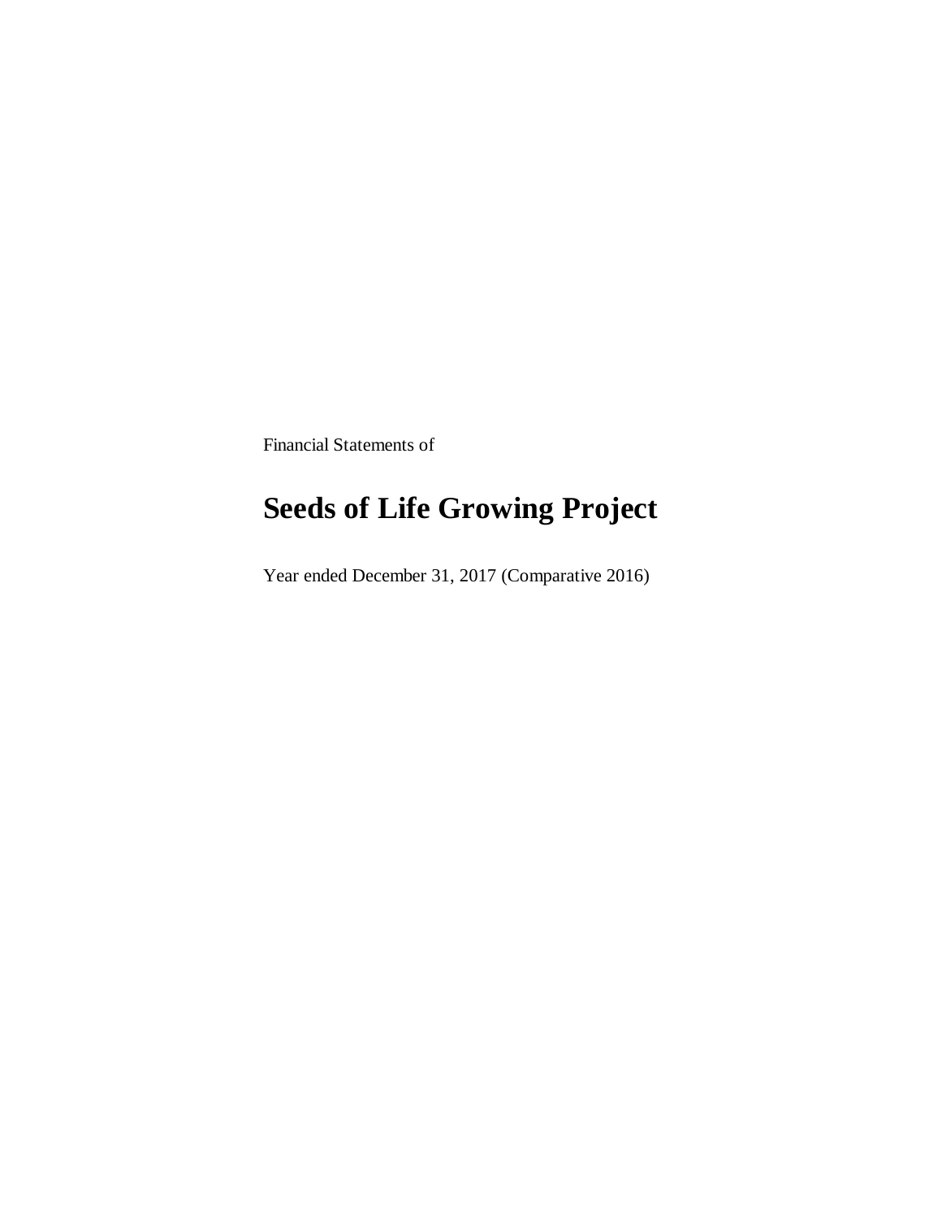Financial Statements of

# Seeds of Life Growing Project

Year ended December 31, 2017 (Comparative 2016)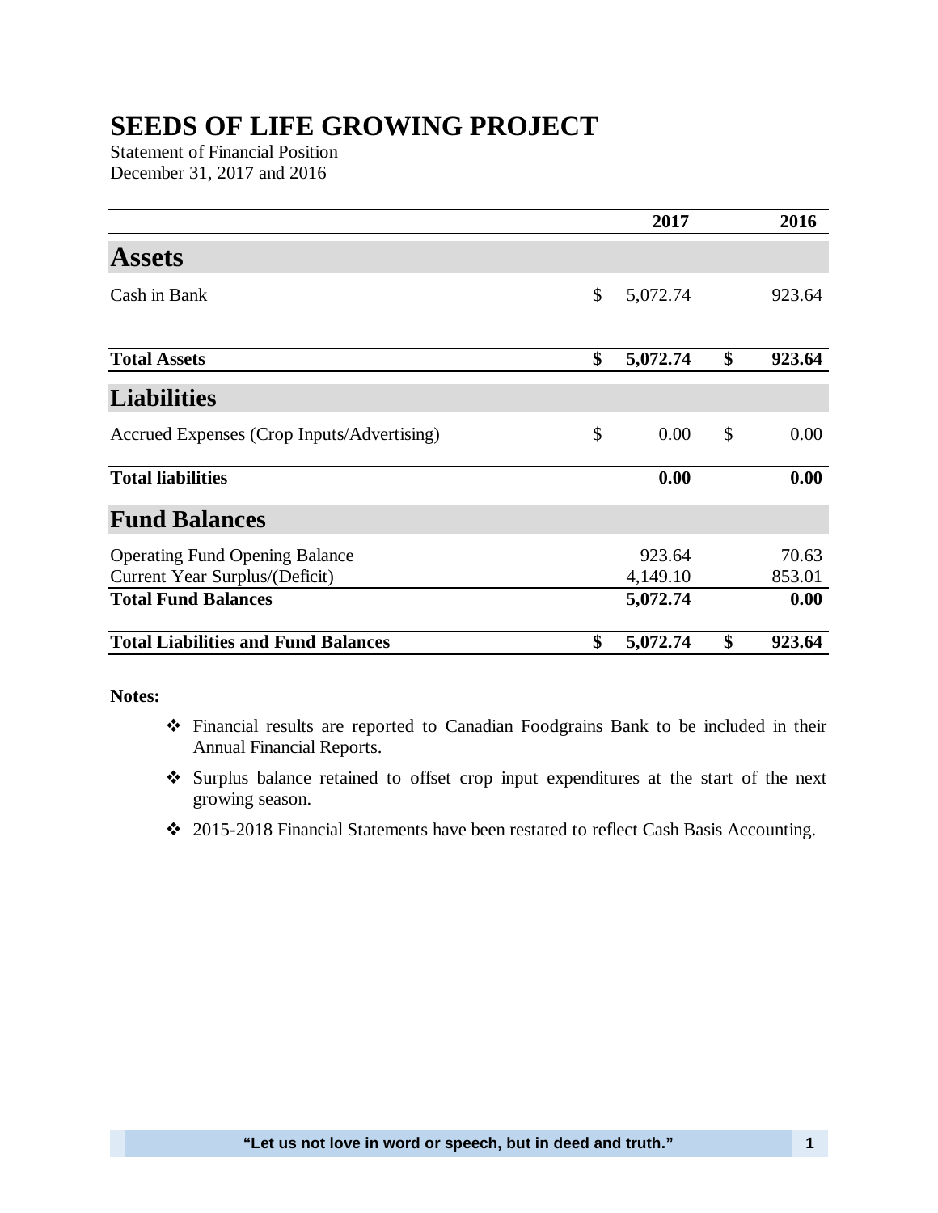# SEEDS OF LIFE GROWING PROJECT

Statement of Financial Position
December 31, 2017 and 2016

| | 2017 | 2016 |
|---|---|---|
| **Assets** | | |
| Cash in Bank | $ 5,072.74 | 923.64 |
| **Total Assets** | **$ 5,072.74** | **$ 923.64** |
| **Liabilities** | | |
| Accrued Expenses (Crop Inputs/Advertising) | $ 0.00 | $ 0.00 |
| **Total liabilities** | **0.00** | **0.00** |
| **Fund Balances** | | |
| Operating Fund Opening Balance | 923.64 | 70.63 |
| Current Year Surplus/(Deficit) | 4,149.10 | 853.01 |
| **Total Fund Balances** | **5,072.74** | **0.00** |
| **Total Liabilities and Fund Balances** | **$ 5,072.74** | **$ 923.64** |

**Notes:**

- Financial results are reported to Canadian Foodgrains Bank to be included in their Annual Financial Reports.
- Surplus balance retained to offset crop input expenditures at the start of the next growing season.
- 2015-2018 Financial Statements have been restated to reflect Cash Basis Accounting.

**"Let us not love in word or speech, but in deed and truth."**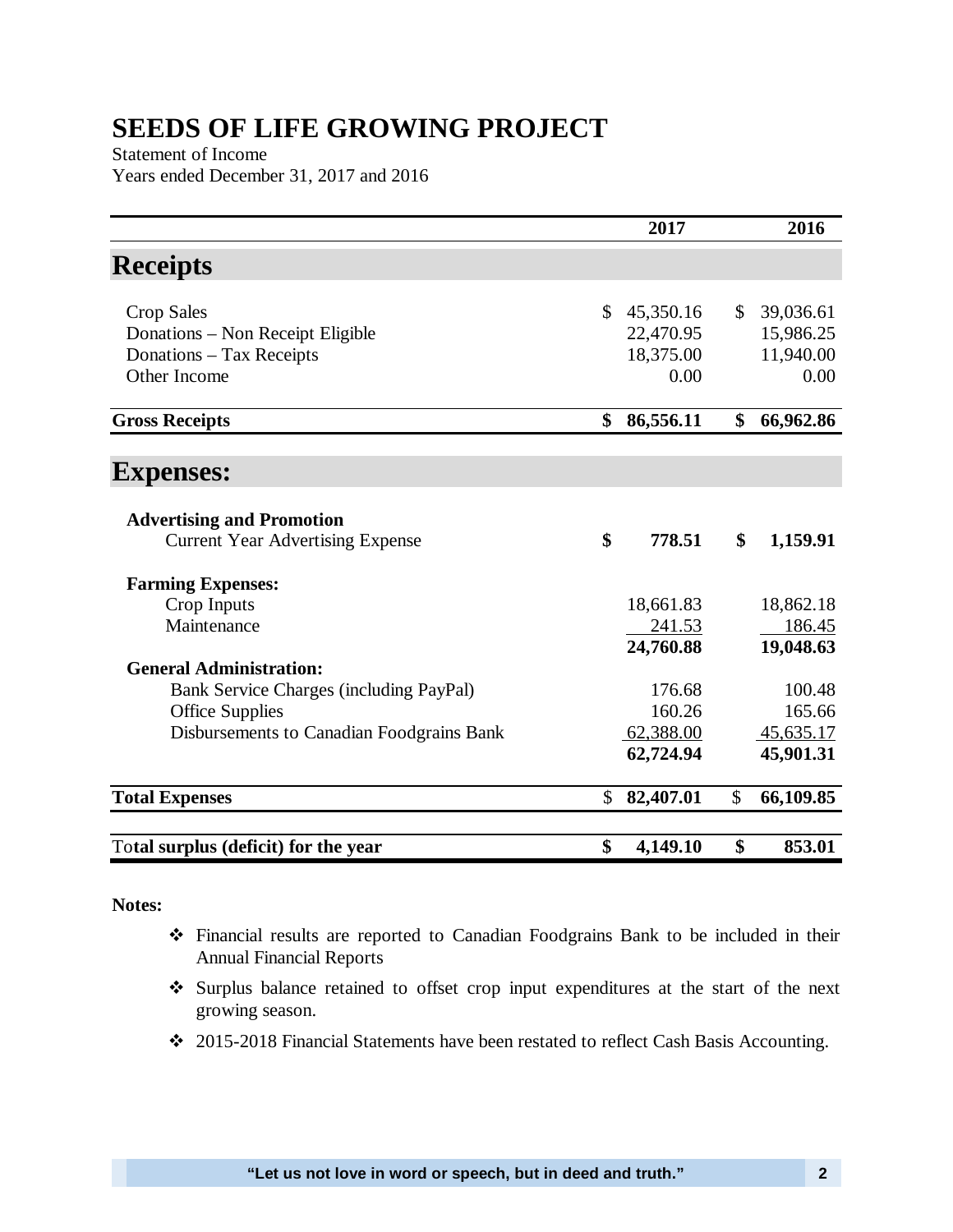# SEEDS OF LIFE GROWING PROJECT

Statement of Income
Years ended December 31, 2017 and 2016

| | 2017 | 2016 |
|---|---|---|
| **Receipts** | | |
| Crop Sales | $ 45,350.16 | $ 39,036.61 |
| Donations – Non Receipt Eligible | 22,470.95 | 15,986.25 |
| Donations – Tax Receipts | 18,375.00 | 11,940.00 |
| Other Income | 0.00 | 0.00 |
| **Gross Receipts** | **$ 86,556.11** | **$ 66,962.86** |
| **Expenses:** | | |
| **Advertising and Promotion** | | |
| Current Year Advertising Expense | **$ 778.51** | **$ 1,159.91** |
| **Farming Expenses:** | | |
| Crop Inputs | 18,661.83 | 18,862.18 |
| Maintenance | 241.53 | 186.45 |
| | **24,760.88** | **19,048.63** |
| **General Administration:** | | |
| Bank Service Charges (including PayPal) | 176.68 | 100.48 |
| Office Supplies | 160.26 | 165.66 |
| Disbursements to Canadian Foodgrains Bank | 62,388.00 | 45,635.17 |
| | **62,724.94** | **45,901.31** |
| **Total Expenses** | $ **82,407.01** | $ **66,109.85** |
| **Total surplus (deficit) for the year** | **$ 4,149.10** | **$ 853.01** |

**Notes:**

- Financial results are reported to Canadian Foodgrains Bank to be included in their Annual Financial Reports
- Surplus balance retained to offset crop input expenditures at the start of the next growing season.
- 2015-2018 Financial Statements have been restated to reflect Cash Basis Accounting.

**"Let us not love in word or speech, but in deed and truth."**